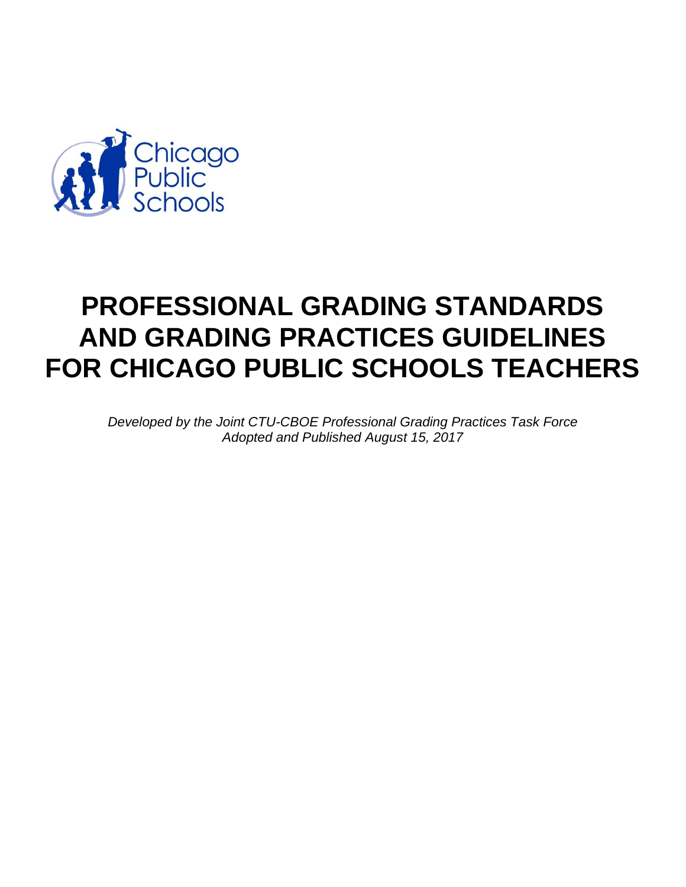Chicago Public Schools

# PROFESSIONAL GRADING STANDARDS AND GRADING PRACTICES GUIDELINES FOR CHICAGO PUBLIC SCHOOLS TEACHERS

*Developed by the Joint CTU-CBOE Professional Grading Practices Task Force*
*Adopted and Published August 15, 2017*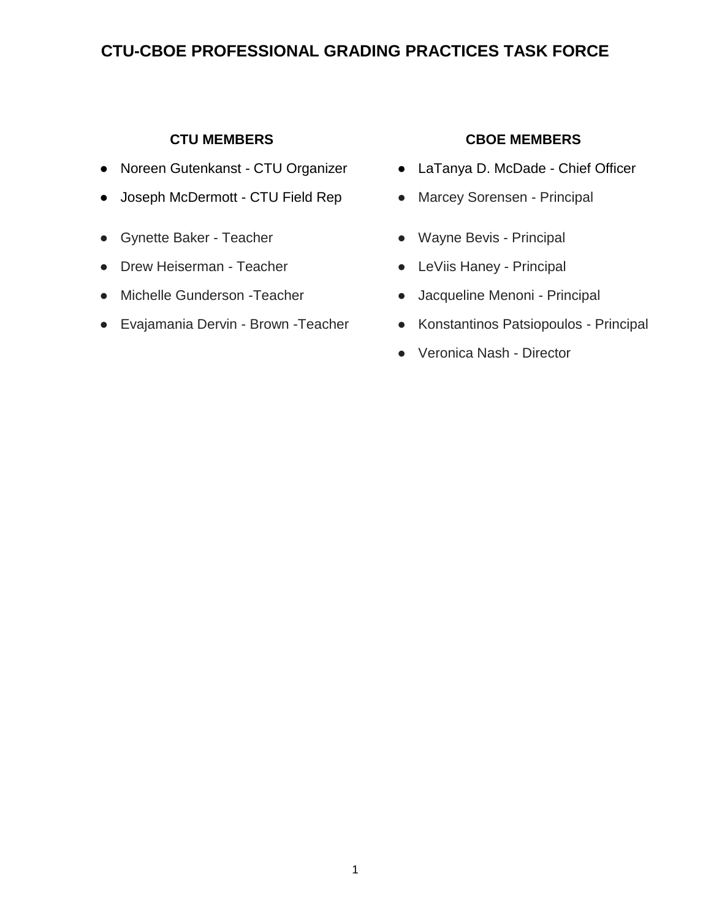# CTU-CBOE PROFESSIONAL GRADING PRACTICES TASK FORCE

### CTU MEMBERS

- Noreen Gutenkanst - CTU Organizer
- Joseph McDermott - CTU Field Rep
- Gynette Baker - Teacher
- Drew Heiserman - Teacher
- Michelle Gunderson -Teacher
- Evajamania Dervin - Brown -Teacher

### CBOE MEMBERS

- LaTanya D. McDade - Chief Officer
- Marcey Sorensen - Principal
- Wayne Bevis - Principal
- LeViis Haney - Principal
- Jacqueline Menoni - Principal
- Konstantinos Patsiopoulos - Principal
- Veronica Nash - Director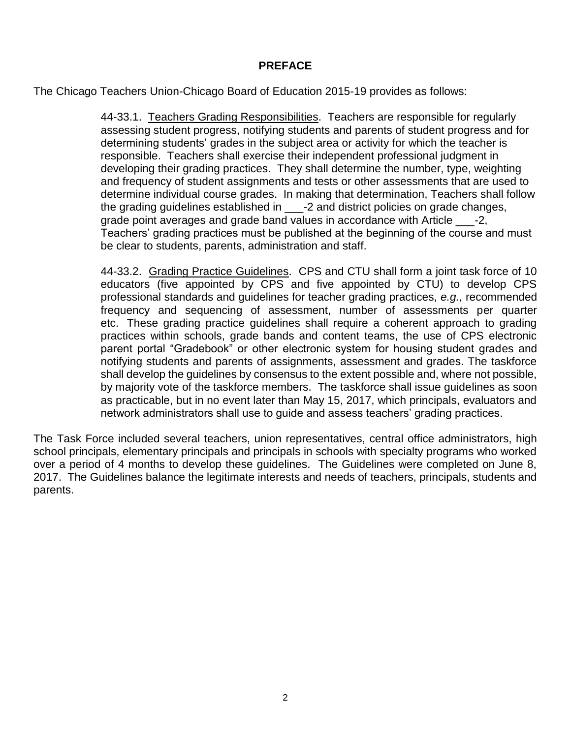## PREFACE

The Chicago Teachers Union-Chicago Board of Education 2015-19 provides as follows:

> 44-33.1. Teachers Grading Responsibilities. Teachers are responsible for regularly assessing student progress, notifying students and parents of student progress and for determining students' grades in the subject area or activity for which the teacher is responsible. Teachers shall exercise their independent professional judgment in developing their grading practices. They shall determine the number, type, weighting and frequency of student assignments and tests or other assessments that are used to determine individual course grades. In making that determination, Teachers shall follow the grading guidelines established in ___-2 and district policies on grade changes, grade point averages and grade band values in accordance with Article ___-2, Teachers' grading practices must be published at the beginning of the course and must be clear to students, parents, administration and staff.
>
> 44-33.2. Grading Practice Guidelines. CPS and CTU shall form a joint task force of 10 educators (five appointed by CPS and five appointed by CTU) to develop CPS professional standards and guidelines for teacher grading practices, *e.g.,* recommended frequency and sequencing of assessment, number of assessments per quarter etc. These grading practice guidelines shall require a coherent approach to grading practices within schools, grade bands and content teams, the use of CPS electronic parent portal "Gradebook" or other electronic system for housing student grades and notifying students and parents of assignments, assessment and grades. The taskforce shall develop the guidelines by consensus to the extent possible and, where not possible, by majority vote of the taskforce members. The taskforce shall issue guidelines as soon as practicable, but in no event later than May 15, 2017, which principals, evaluators and network administrators shall use to guide and assess teachers' grading practices.

The Task Force included several teachers, union representatives, central office administrators, high school principals, elementary principals and principals in schools with specialty programs who worked over a period of 4 months to develop these guidelines. The Guidelines were completed on June 8, 2017. The Guidelines balance the legitimate interests and needs of teachers, principals, students and parents.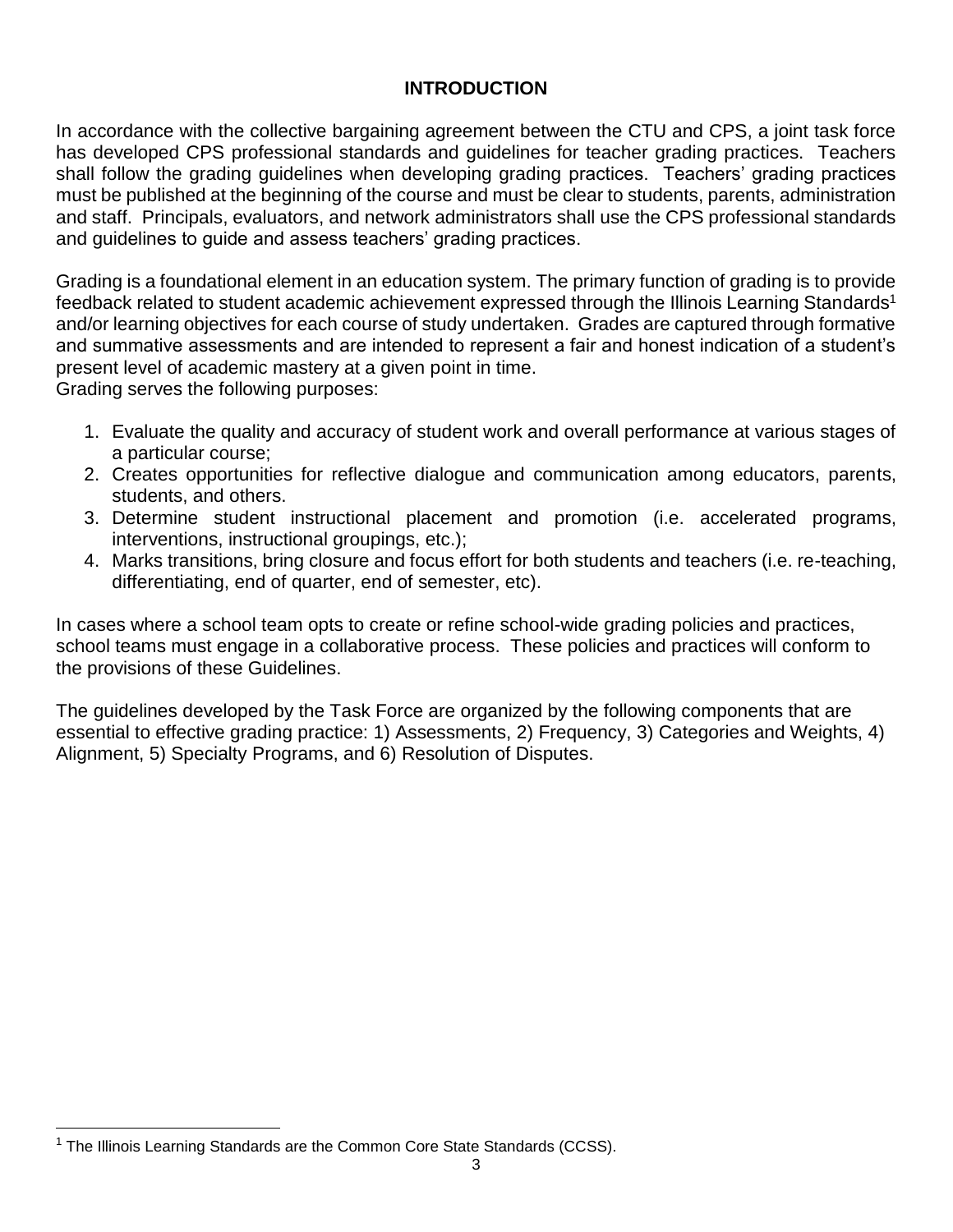## INTRODUCTION

In accordance with the collective bargaining agreement between the CTU and CPS, a joint task force has developed CPS professional standards and guidelines for teacher grading practices. Teachers shall follow the grading guidelines when developing grading practices. Teachers' grading practices must be published at the beginning of the course and must be clear to students, parents, administration and staff. Principals, evaluators, and network administrators shall use the CPS professional standards and guidelines to guide and assess teachers' grading practices.

Grading is a foundational element in an education system. The primary function of grading is to provide feedback related to student academic achievement expressed through the Illinois Learning Standards[1] and/or learning objectives for each course of study undertaken. Grades are captured through formative and summative assessments and are intended to represent a fair and honest indication of a student's present level of academic mastery at a given point in time.
Grading serves the following purposes:

1. Evaluate the quality and accuracy of student work and overall performance at various stages of a particular course;
2. Creates opportunities for reflective dialogue and communication among educators, parents, students, and others.
3. Determine student instructional placement and promotion (i.e. accelerated programs, interventions, instructional groupings, etc.);
4. Marks transitions, bring closure and focus effort for both students and teachers (i.e. re-teaching, differentiating, end of quarter, end of semester, etc).

In cases where a school team opts to create or refine school-wide grading policies and practices, school teams must engage in a collaborative process. These policies and practices will conform to the provisions of these Guidelines.

The guidelines developed by the Task Force are organized by the following components that are essential to effective grading practice: 1) Assessments, 2) Frequency, 3) Categories and Weights, 4) Alignment, 5) Specialty Programs, and 6) Resolution of Disputes.

[1] The Illinois Learning Standards are the Common Core State Standards (CCSS).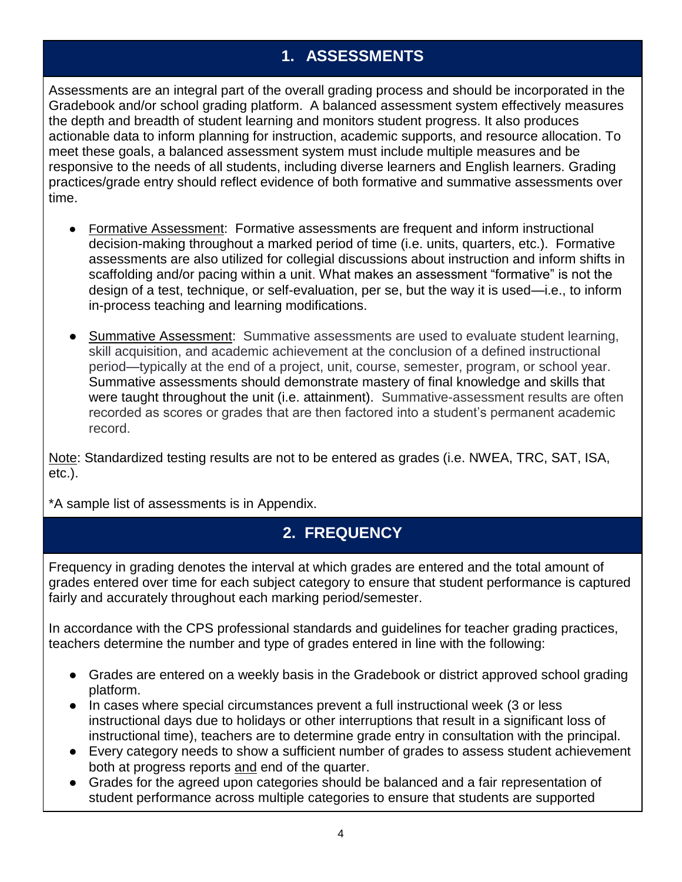## 1. ASSESSMENTS

Assessments are an integral part of the overall grading process and should be incorporated in the Gradebook and/or school grading platform. A balanced assessment system effectively measures the depth and breadth of student learning and monitors student progress. It also produces actionable data to inform planning for instruction, academic supports, and resource allocation. To meet these goals, a balanced assessment system must include multiple measures and be responsive to the needs of all students, including diverse learners and English learners. Grading practices/grade entry should reflect evidence of both formative and summative assessments over time.

- Formative Assessment: Formative assessments are frequent and inform instructional decision-making throughout a marked period of time (i.e. units, quarters, etc.). Formative assessments are also utilized for collegial discussions about instruction and inform shifts in scaffolding and/or pacing within a unit. What makes an assessment "formative" is not the design of a test, technique, or self-evaluation, per se, but the way it is used—i.e., to inform in-process teaching and learning modifications.

- Summative Assessment: Summative assessments are used to evaluate student learning, skill acquisition, and academic achievement at the conclusion of a defined instructional period—typically at the end of a project, unit, course, semester, program, or school year. Summative assessments should demonstrate mastery of final knowledge and skills that were taught throughout the unit (i.e. attainment). Summative-assessment results are often recorded as scores or grades that are then factored into a student's permanent academic record.

Note: Standardized testing results are not to be entered as grades (i.e. NWEA, TRC, SAT, ISA, etc.).

*A sample list of assessments is in Appendix.

## 2. FREQUENCY

Frequency in grading denotes the interval at which grades are entered and the total amount of grades entered over time for each subject category to ensure that student performance is captured fairly and accurately throughout each marking period/semester.

In accordance with the CPS professional standards and guidelines for teacher grading practices, teachers determine the number and type of grades entered in line with the following:

- Grades are entered on a weekly basis in the Gradebook or district approved school grading platform.
- In cases where special circumstances prevent a full instructional week (3 or less instructional days due to holidays or other interruptions that result in a significant loss of instructional time), teachers are to determine grade entry in consultation with the principal.
- Every category needs to show a sufficient number of grades to assess student achievement both at progress reports and end of the quarter.
- Grades for the agreed upon categories should be balanced and a fair representation of student performance across multiple categories to ensure that students are supported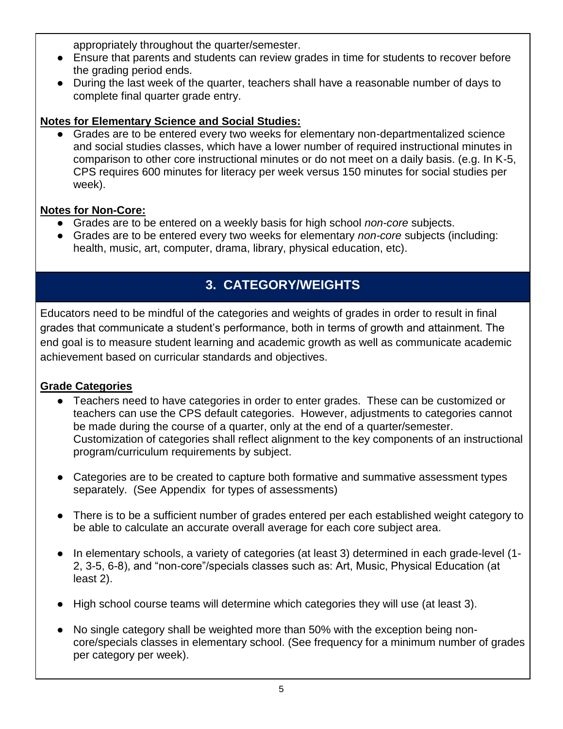appropriately throughout the quarter/semester.

- Ensure that parents and students can review grades in time for students to recover before the grading period ends.
- During the last week of the quarter, teachers shall have a reasonable number of days to complete final quarter grade entry.

**Notes for Elementary Science and Social Studies:**

- Grades are to be entered every two weeks for elementary non-departmentalized science and social studies classes, which have a lower number of required instructional minutes in comparison to other core instructional minutes or do not meet on a daily basis. (e.g. In K-5, CPS requires 600 minutes for literacy per week versus 150 minutes for social studies per week).

**Notes for Non-Core:**

- Grades are to be entered on a weekly basis for high school *non-core* subjects.
- Grades are to be entered every two weeks for elementary *non-core* subjects (including: health, music, art, computer, drama, library, physical education, etc).

## 3. CATEGORY/WEIGHTS

Educators need to be mindful of the categories and weights of grades in order to result in final grades that communicate a student's performance, both in terms of growth and attainment. The end goal is to measure student learning and academic growth as well as communicate academic achievement based on curricular standards and objectives.

**Grade Categories**

- Teachers need to have categories in order to enter grades. These can be customized or teachers can use the CPS default categories. However, adjustments to categories cannot be made during the course of a quarter, only at the end of a quarter/semester. Customization of categories shall reflect alignment to the key components of an instructional program/curriculum requirements by subject.

- Categories are to be created to capture both formative and summative assessment types separately. (See Appendix for types of assessments)

- There is to be a sufficient number of grades entered per each established weight category to be able to calculate an accurate overall average for each core subject area.

- In elementary schools, a variety of categories (at least 3) determined in each grade-level (1-2, 3-5, 6-8), and "non-core"/specials classes such as: Art, Music, Physical Education (at least 2).

- High school course teams will determine which categories they will use (at least 3).

- No single category shall be weighted more than 50% with the exception being non-core/specials classes in elementary school. (See frequency for a minimum number of grades per category per week).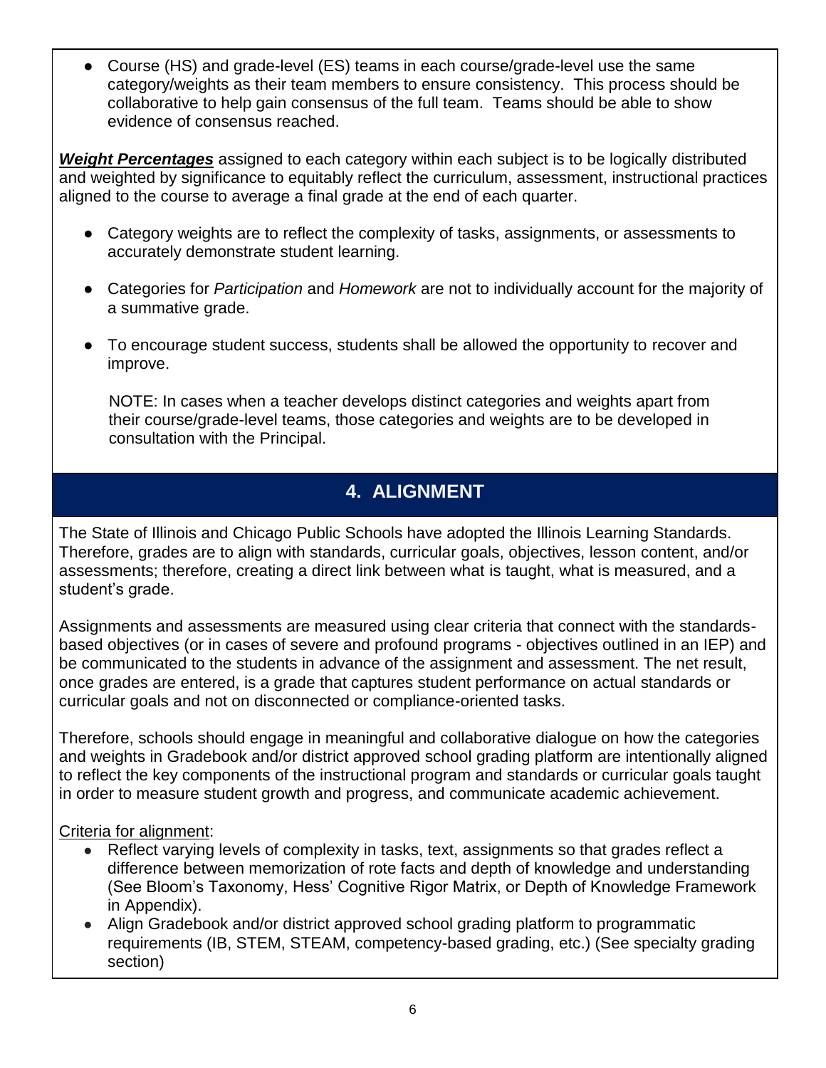- Course (HS) and grade-level (ES) teams in each course/grade-level use the same category/weights as their team members to ensure consistency. This process should be collaborative to help gain consensus of the full team. Teams should be able to show evidence of consensus reached.

***Weight Percentages*** assigned to each category within each subject is to be logically distributed and weighted by significance to equitably reflect the curriculum, assessment, instructional practices aligned to the course to average a final grade at the end of each quarter.

- Category weights are to reflect the complexity of tasks, assignments, or assessments to accurately demonstrate student learning.
- Categories for *Participation* and *Homework* are not to individually account for the majority of a summative grade.
- To encourage student success, students shall be allowed the opportunity to recover and improve.

NOTE: In cases when a teacher develops distinct categories and weights apart from their course/grade-level teams, those categories and weights are to be developed in consultation with the Principal.

## 4. ALIGNMENT

The State of Illinois and Chicago Public Schools have adopted the Illinois Learning Standards. Therefore, grades are to align with standards, curricular goals, objectives, lesson content, and/or assessments; therefore, creating a direct link between what is taught, what is measured, and a student's grade.

Assignments and assessments are measured using clear criteria that connect with the standards-based objectives (or in cases of severe and profound programs - objectives outlined in an IEP) and be communicated to the students in advance of the assignment and assessment. The net result, once grades are entered, is a grade that captures student performance on actual standards or curricular goals and not on disconnected or compliance-oriented tasks.

Therefore, schools should engage in meaningful and collaborative dialogue on how the categories and weights in Gradebook and/or district approved school grading platform are intentionally aligned to reflect the key components of the instructional program and standards or curricular goals taught in order to measure student growth and progress, and communicate academic achievement.

Criteria for alignment:

- Reflect varying levels of complexity in tasks, text, assignments so that grades reflect a difference between memorization of rote facts and depth of knowledge and understanding (See Bloom's Taxonomy, Hess' Cognitive Rigor Matrix, or Depth of Knowledge Framework in Appendix).
- Align Gradebook and/or district approved school grading platform to programmatic requirements (IB, STEM, STEAM, competency-based grading, etc.) (See specialty grading section)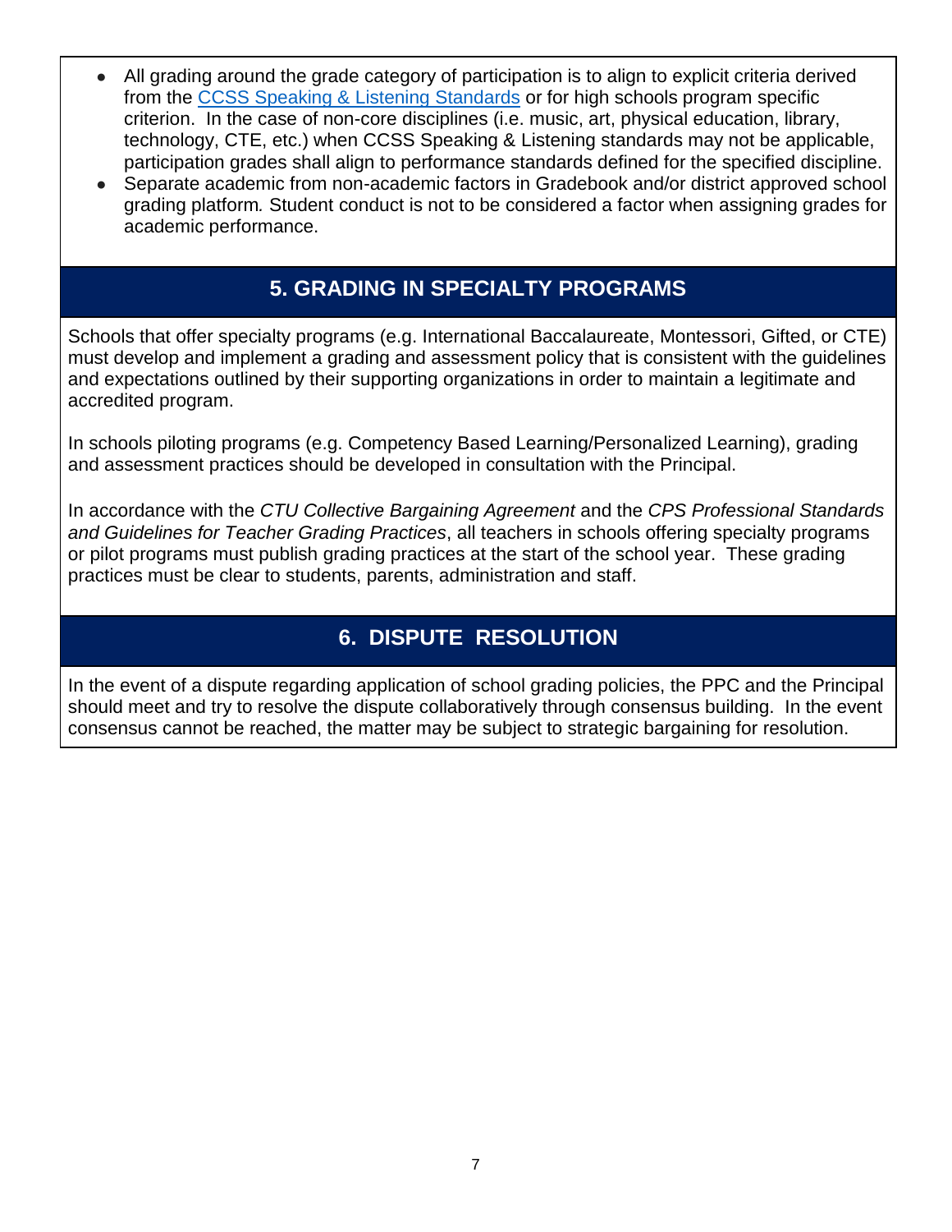- All grading around the grade category of participation is to align to explicit criteria derived from the [CCSS Speaking & Listening Standards] or for high schools program specific criterion. In the case of non-core disciplines (i.e. music, art, physical education, library, technology, CTE, etc.) when CCSS Speaking & Listening standards may not be applicable, participation grades shall align to performance standards defined for the specified discipline.
- Separate academic from non-academic factors in Gradebook and/or district approved school grading platform*.* Student conduct is not to be considered a factor when assigning grades for academic performance.

## 5. GRADING IN SPECIALTY PROGRAMS

Schools that offer specialty programs (e.g. International Baccalaureate, Montessori, Gifted, or CTE) must develop and implement a grading and assessment policy that is consistent with the guidelines and expectations outlined by their supporting organizations in order to maintain a legitimate and accredited program.

In schools piloting programs (e.g. Competency Based Learning/Personalized Learning), grading and assessment practices should be developed in consultation with the Principal.

In accordance with the *CTU Collective Bargaining Agreement* and the *CPS Professional Standards and Guidelines for Teacher Grading Practices*, all teachers in schools offering specialty programs or pilot programs must publish grading practices at the start of the school year. These grading practices must be clear to students, parents, administration and staff.

## 6. DISPUTE RESOLUTION

In the event of a dispute regarding application of school grading policies, the PPC and the Principal should meet and try to resolve the dispute collaboratively through consensus building. In the event consensus cannot be reached, the matter may be subject to strategic bargaining for resolution.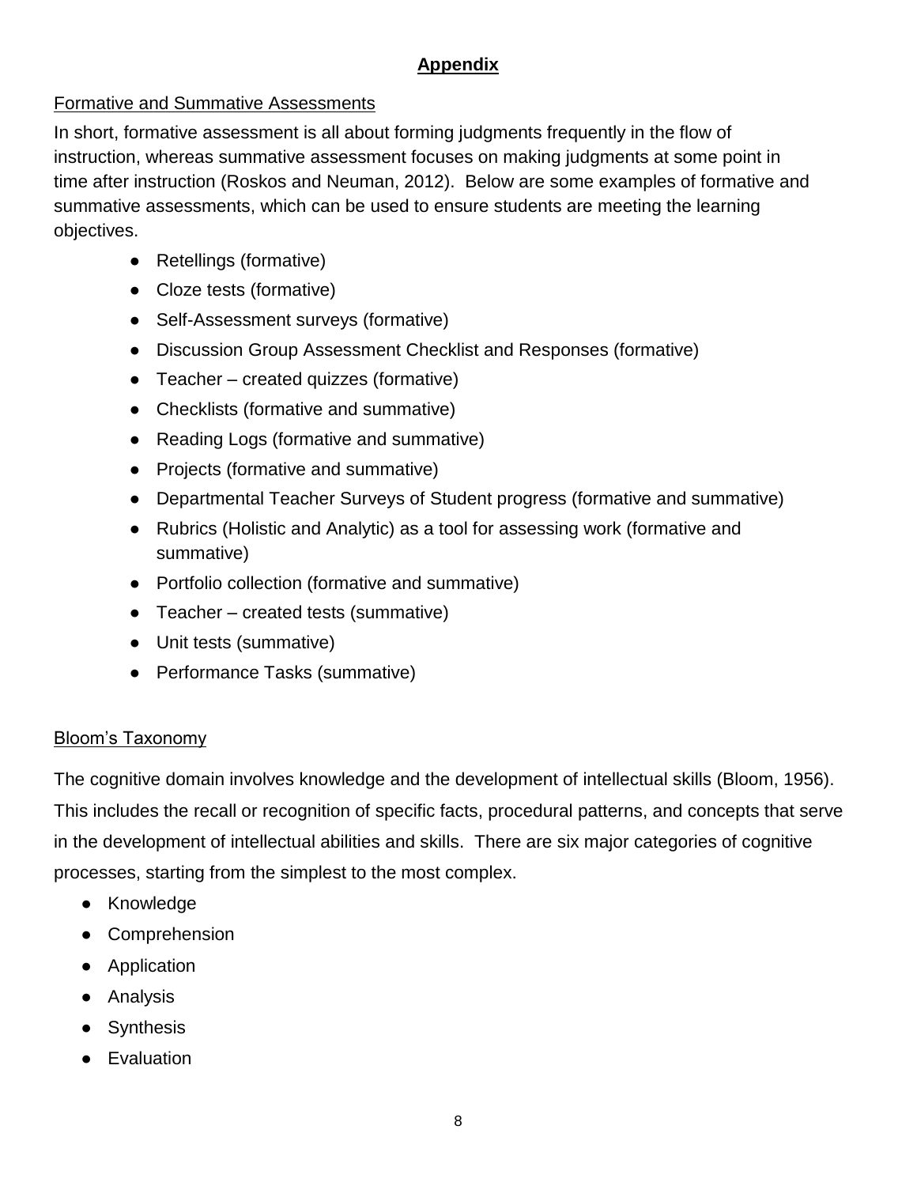# Appendix

## Formative and Summative Assessments

In short, formative assessment is all about forming judgments frequently in the flow of instruction, whereas summative assessment focuses on making judgments at some point in time after instruction (Roskos and Neuman, 2012). Below are some examples of formative and summative assessments, which can be used to ensure students are meeting the learning objectives.

- Retellings (formative)
- Cloze tests (formative)
- Self-Assessment surveys (formative)
- Discussion Group Assessment Checklist and Responses (formative)
- Teacher – created quizzes (formative)
- Checklists (formative and summative)
- Reading Logs (formative and summative)
- Projects (formative and summative)
- Departmental Teacher Surveys of Student progress (formative and summative)
- Rubrics (Holistic and Analytic) as a tool for assessing work (formative and summative)
- Portfolio collection (formative and summative)
- Teacher – created tests (summative)
- Unit tests (summative)
- Performance Tasks (summative)

## Bloom's Taxonomy

The cognitive domain involves knowledge and the development of intellectual skills (Bloom, 1956). This includes the recall or recognition of specific facts, procedural patterns, and concepts that serve in the development of intellectual abilities and skills. There are six major categories of cognitive processes, starting from the simplest to the most complex.

- Knowledge
- Comprehension
- Application
- Analysis
- Synthesis
- Evaluation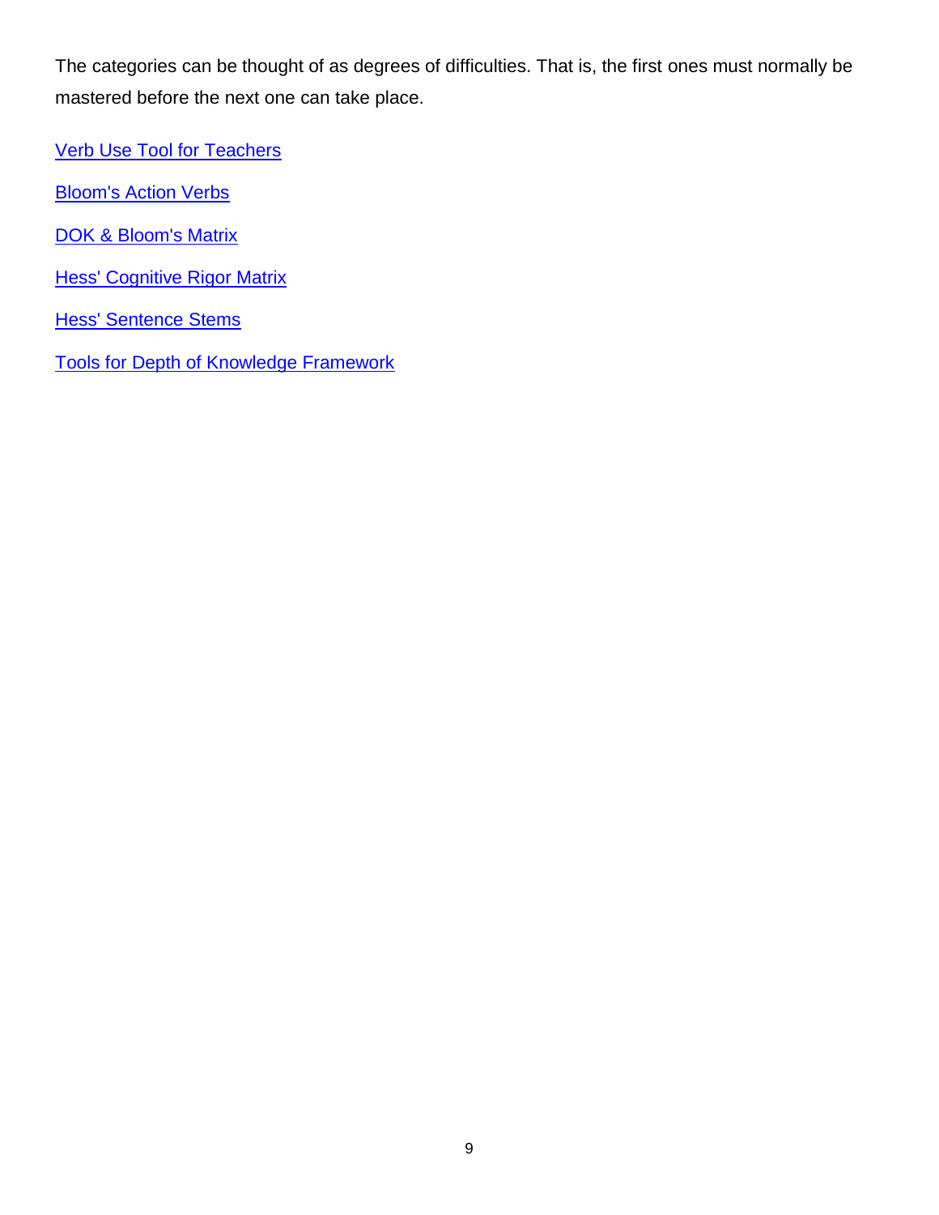The categories can be thought of as degrees of difficulties. That is, the first ones must normally be mastered before the next one can take place.

Verb Use Tool for Teachers

Bloom's Action Verbs

DOK & Bloom's Matrix

Hess' Cognitive Rigor Matrix

Hess' Sentence Stems

Tools for Depth of Knowledge Framework